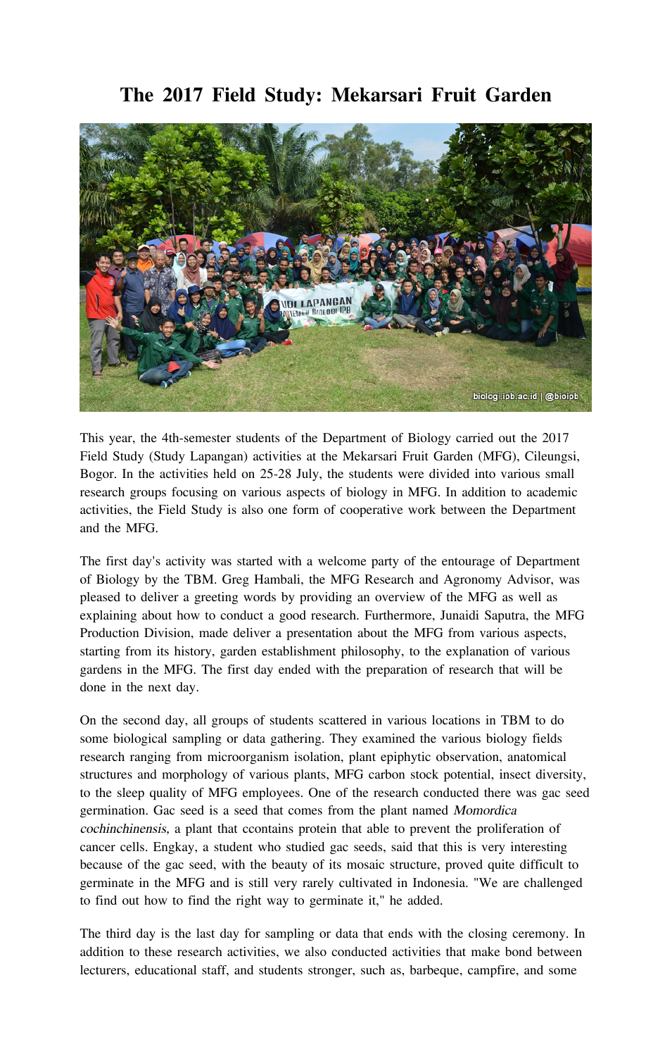# The 2017 Field Study: Mekarsari Fruit Garden

This year, the 4th-semester students of the Department of Biology carried out the 2017 Field Study (Study Lapangan) activities at the Mekarsari Fruit Garden (MFG), Cileungsi, Bogor. In the activities held on 25-28 July, the students were divided into various small research groups focusing on various aspects of biology in MFG. In addition to academic activities, the Field Study is also one form of cooperative work between the Department and the MFG.

The first day's activity was started with a welcome party of the entourage of Department of Biology by the TBM. Greg Hambali, the MFG Research and Agronomy Advisor, was pleased to deliver a greeting words by providing an overview of the MFG as well as explaining about how to conduct a good research. Furthermore, Junaidi Saputra, the MFG Production Division, made deliver a presentation about the MFG from various aspects, starting from its history, garden establishment philosophy, to the explanation of various gardens in the MFG. The first day ended with the preparation of research that will be done in the next day.

On the second day, all groups of students scattered in various locations in TBM to do some biological sampling or data gathering. They examined the various biology fields research ranging from microorganism isolation, plant epiphytic observation, anatomical structures and morphology of various plants, MFG carbon stock potential, insect diversity, to the sleep quality of MFG employees. One of the research conducted there was gac seed germination. Gac seed is a seed that comes from the plant named *Momordica cochinchinensis,* a plant that ccontains protein that able to prevent the proliferation of cancer cells. Engkay, a student who studied gac seeds, said that this is very interesting because of the gac seed, with the beauty of its mosaic structure, proved quite difficult to germinate in the MFG and is still very rarely cultivated in Indonesia. "We are challenged to find out how to find the right way to germinate it," he added.

The third day is the last day for sampling or data that ends with the closing ceremony. In addition to these research activities, we also conducted activities that make bond between lecturers, educational staff, and students stronger, such as, barbeque, campfire, and some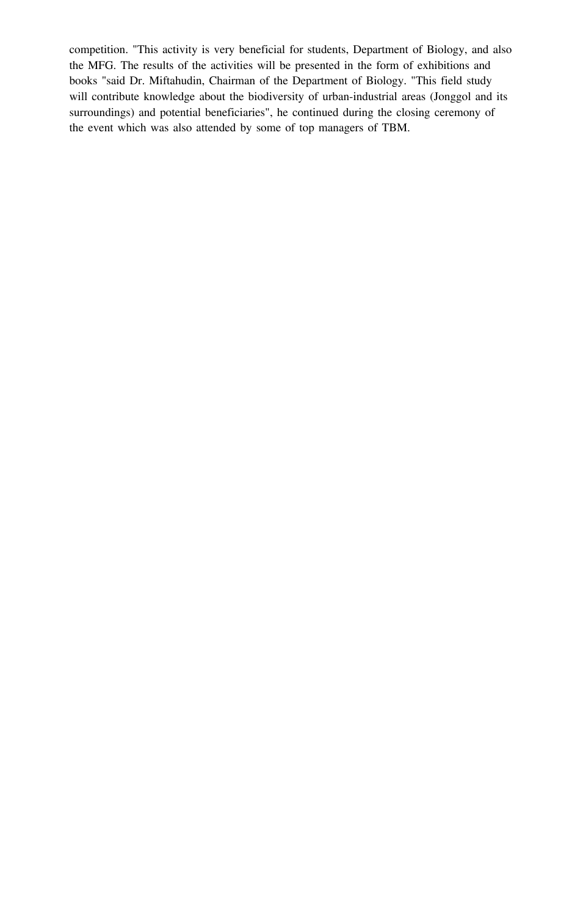competition. "This activity is very beneficial for students, Department of Biology, and also the MFG. The results of the activities will be presented in the form of exhibitions and books "said Dr. Miftahudin, Chairman of the Department of Biology. "This field study will contribute knowledge about the biodiversity of urban-industrial areas (Jonggol and its surroundings) and potential beneficiaries", he continued during the closing ceremony of the event which was also attended by some of top managers of TBM.